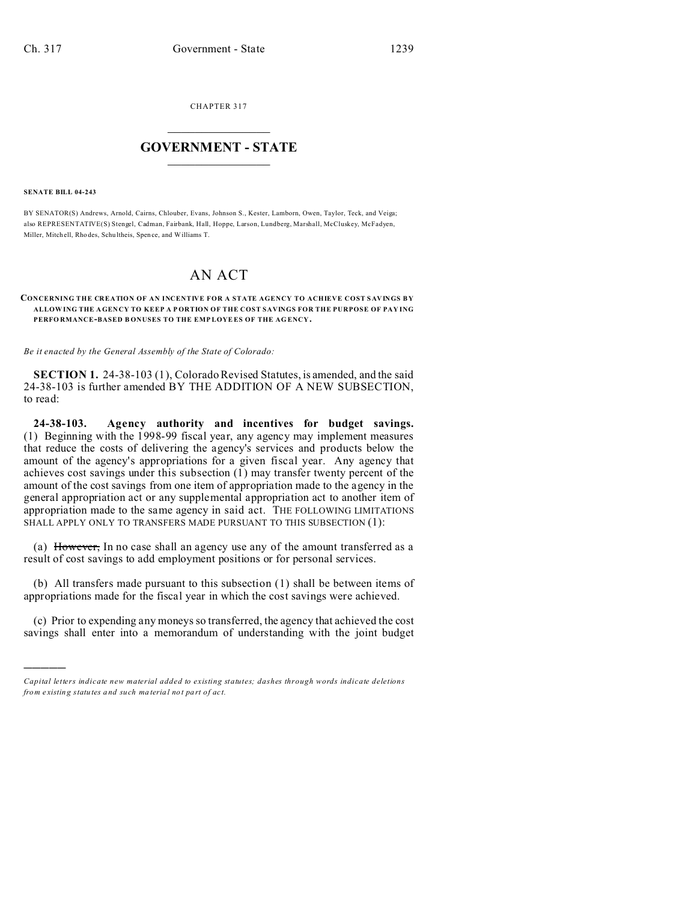CHAPTER 317

# GOVERNMENT - STATE

**SENATE BILL 04-243**

BY SENATOR(S) Andrews, Arnold, Cairns, Chlouber, Evans, Johnson S., Kester, Lamborn, Owen, Taylor, Teck, and Veiga; also REPRESENTATIVE(S) Stengel, Cadman, Fairbank, Hall, Hoppe, Larson, Lundberg, Marshall, McCluskey, McFadyen, Miller, Mitchell, Rhodes, Schultheis, Spence, and Williams T.

# AN ACT

**CONCERNING THE CREATION OF AN INCENTIVE FOR A STATE AGENCY TO ACHIEVE COST SAVINGS BY ALLOWING THE AGENCY TO KEEP A PORTION OF THE COST SAVINGS FOR THE PURPOSE OF PAYING PERFORMANCE-BASED BONUSES TO THE EMPLOYEES OF THE AGENCY.**

*Be it enacted by the General Assembly of the State of Colorado:*

**SECTION 1.** 24-38-103 (1), Colorado Revised Statutes, is amended, and the said 24-38-103 is further amended BY THE ADDITION OF A NEW SUBSECTION, to read:

**24-38-103. Agency authority and incentives for budget savings.** (1) Beginning with the 1998-99 fiscal year, any agency may implement measures that reduce the costs of delivering the agency's services and products below the amount of the agency's appropriations for a given fiscal year. Any agency that achieves cost savings under this subsection (1) may transfer twenty percent of the amount of the cost savings from one item of appropriation made to the agency in the general appropriation act or any supplemental appropriation act to another item of appropriation made to the same agency in said act. THE FOLLOWING LIMITATIONS SHALL APPLY ONLY TO TRANSFERS MADE PURSUANT TO THIS SUBSECTION (1):

(a) ~~However,~~ In no case shall an agency use any of the amount transferred as a result of cost savings to add employment positions or for personal services.

(b) All transfers made pursuant to this subsection (1) shall be between items of appropriations made for the fiscal year in which the cost savings were achieved.

(c) Prior to expending any moneys so transferred, the agency that achieved the cost savings shall enter into a memorandum of understanding with the joint budget

---

*Capital letters indicate new material added to existing statutes; dashes through words indicate deletions from existing statutes and such material not part of act.*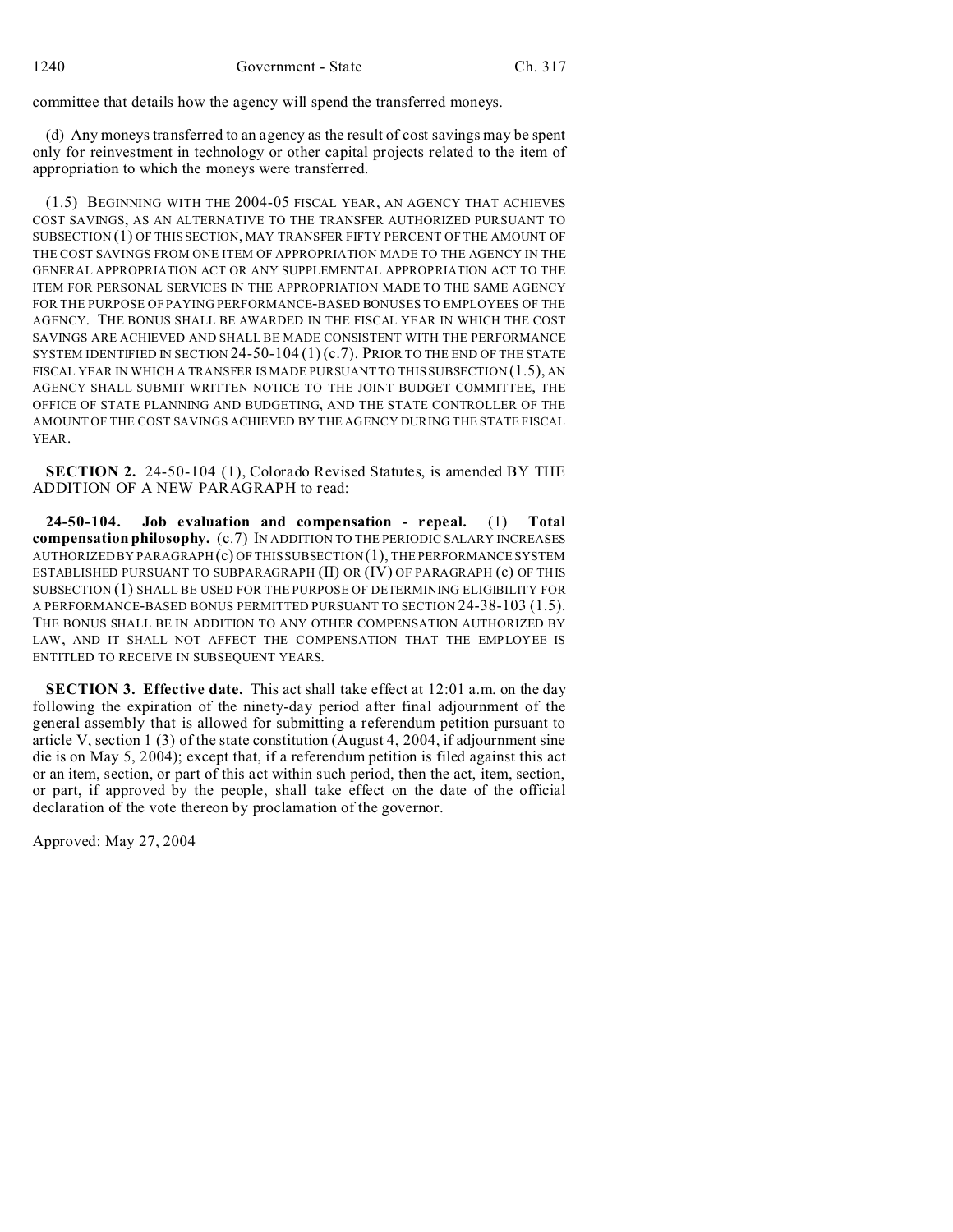committee that details how the agency will spend the transferred moneys.

(d) Any moneys transferred to an agency as the result of cost savings may be spent only for reinvestment in technology or other capital projects related to the item of appropriation to which the moneys were transferred.

(1.5) BEGINNING WITH THE 2004-05 FISCAL YEAR, AN AGENCY THAT ACHIEVES COST SAVINGS, AS AN ALTERNATIVE TO THE TRANSFER AUTHORIZED PURSUANT TO SUBSECTION (1) OF THIS SECTION, MAY TRANSFER FIFTY PERCENT OF THE AMOUNT OF THE COST SAVINGS FROM ONE ITEM OF APPROPRIATION MADE TO THE AGENCY IN THE GENERAL APPROPRIATION ACT OR ANY SUPPLEMENTAL APPROPRIATION ACT TO THE ITEM FOR PERSONAL SERVICES IN THE APPROPRIATION MADE TO THE SAME AGENCY FOR THE PURPOSE OF PAYING PERFORMANCE-BASED BONUSES TO EMPLOYEES OF THE AGENCY. THE BONUS SHALL BE AWARDED IN THE FISCAL YEAR IN WHICH THE COST SAVINGS ARE ACHIEVED AND SHALL BE MADE CONSISTENT WITH THE PERFORMANCE SYSTEM IDENTIFIED IN SECTION 24-50-104 (1) (c.7). PRIOR TO THE END OF THE STATE FISCAL YEAR IN WHICH A TRANSFER IS MADE PURSUANT TO THIS SUBSECTION (1.5), AN AGENCY SHALL SUBMIT WRITTEN NOTICE TO THE JOINT BUDGET COMMITTEE, THE OFFICE OF STATE PLANNING AND BUDGETING, AND THE STATE CONTROLLER OF THE AMOUNT OF THE COST SAVINGS ACHIEVED BY THE AGENCY DURING THE STATE FISCAL YEAR.

**SECTION 2.** 24-50-104 (1), Colorado Revised Statutes, is amended BY THE ADDITION OF A NEW PARAGRAPH to read:

**24-50-104. Job evaluation and compensation - repeal.** (1) **Total compensation philosophy.** (c.7) IN ADDITION TO THE PERIODIC SALARY INCREASES AUTHORIZED BY PARAGRAPH (c) OF THIS SUBSECTION (1), THE PERFORMANCE SYSTEM ESTABLISHED PURSUANT TO SUBPARAGRAPH (II) OR (IV) OF PARAGRAPH (c) OF THIS SUBSECTION (1) SHALL BE USED FOR THE PURPOSE OF DETERMINING ELIGIBILITY FOR A PERFORMANCE-BASED BONUS PERMITTED PURSUANT TO SECTION 24-38-103 (1.5). THE BONUS SHALL BE IN ADDITION TO ANY OTHER COMPENSATION AUTHORIZED BY LAW, AND IT SHALL NOT AFFECT THE COMPENSATION THAT THE EMPLOYEE IS ENTITLED TO RECEIVE IN SUBSEQUENT YEARS.

**SECTION 3. Effective date.** This act shall take effect at 12:01 a.m. on the day following the expiration of the ninety-day period after final adjournment of the general assembly that is allowed for submitting a referendum petition pursuant to article V, section 1 (3) of the state constitution (August 4, 2004, if adjournment sine die is on May 5, 2004); except that, if a referendum petition is filed against this act or an item, section, or part of this act within such period, then the act, item, section, or part, if approved by the people, shall take effect on the date of the official declaration of the vote thereon by proclamation of the governor.

Approved: May 27, 2004